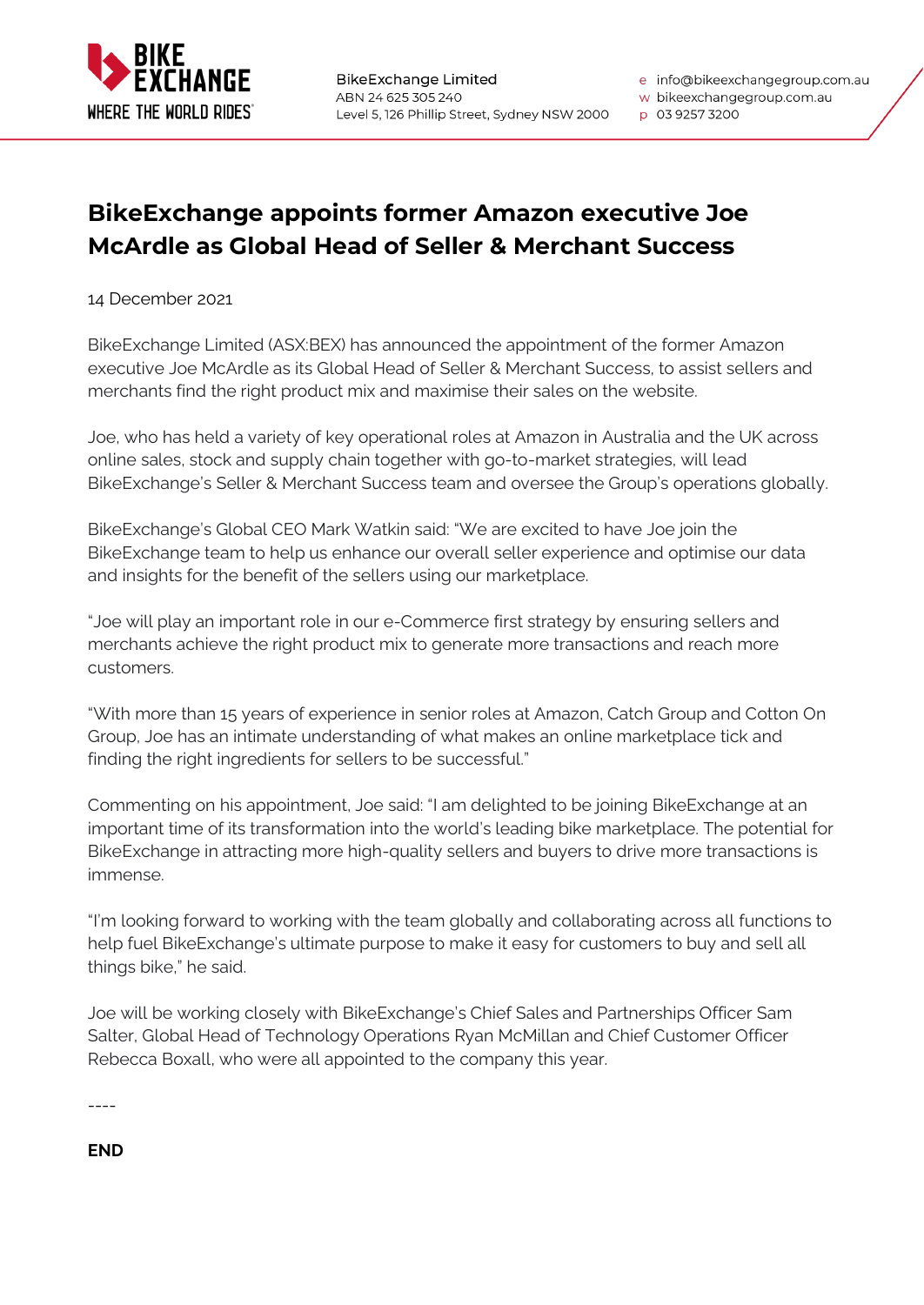BikeExchange Limited
ABN 24 625 305 240
Level 5, 126 Phillip Street, Sydney NSW 2000

e info@bikeexchangegroup.com.au
w bikeexchangegroup.com.au
p 03 9257 3200

# BikeExchange appoints former Amazon executive Joe McArdle as Global Head of Seller & Merchant Success

14 December 2021

BikeExchange Limited (ASX:BEX) has announced the appointment of the former Amazon executive Joe McArdle as its Global Head of Seller & Merchant Success, to assist sellers and merchants find the right product mix and maximise their sales on the website.

Joe, who has held a variety of key operational roles at Amazon in Australia and the UK across online sales, stock and supply chain together with go-to-market strategies, will lead BikeExchange's Seller & Merchant Success team and oversee the Group's operations globally.

BikeExchange's Global CEO Mark Watkin said: "We are excited to have Joe join the BikeExchange team to help us enhance our overall seller experience and optimise our data and insights for the benefit of the sellers using our marketplace.

"Joe will play an important role in our e-Commerce first strategy by ensuring sellers and merchants achieve the right product mix to generate more transactions and reach more customers.

"With more than 15 years of experience in senior roles at Amazon, Catch Group and Cotton On Group, Joe has an intimate understanding of what makes an online marketplace tick and finding the right ingredients for sellers to be successful."

Commenting on his appointment, Joe said: "I am delighted to be joining BikeExchange at an important time of its transformation into the world's leading bike marketplace. The potential for BikeExchange in attracting more high-quality sellers and buyers to drive more transactions is immense.

"I'm looking forward to working with the team globally and collaborating across all functions to help fuel BikeExchange's ultimate purpose to make it easy for customers to buy and sell all things bike," he said.

Joe will be working closely with BikeExchange's Chief Sales and Partnerships Officer Sam Salter, Global Head of Technology Operations Ryan McMillan and Chief Customer Officer Rebecca Boxall, who were all appointed to the company this year.

----

**END**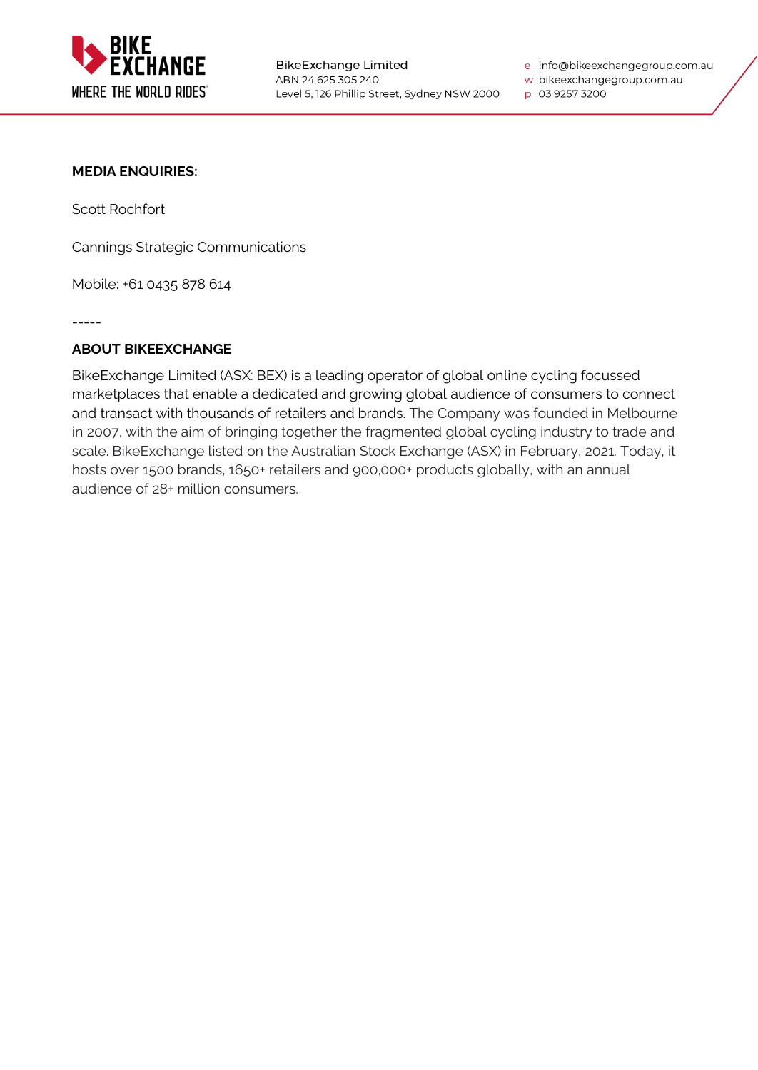**MEDIA ENQUIRIES:**

Scott Rochfort

Cannings Strategic Communications

Mobile: +61 0435 878 614

-----

**ABOUT BIKEEXCHANGE**

BikeExchange Limited (ASX: BEX) is a leading operator of global online cycling focussed marketplaces that enable a dedicated and growing global audience of consumers to connect and transact with thousands of retailers and brands. The Company was founded in Melbourne in 2007, with the aim of bringing together the fragmented global cycling industry to trade and scale. BikeExchange listed on the Australian Stock Exchange (ASX) in February, 2021. Today, it hosts over 1500 brands, 1650+ retailers and 900,000+ products globally, with an annual audience of 28+ million consumers.